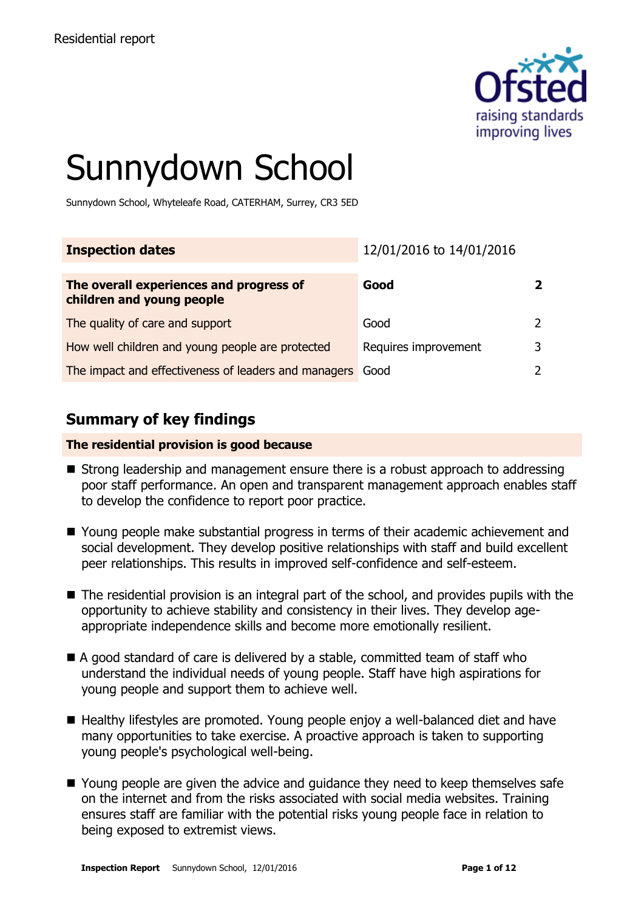Residential report

# Sunnydown School

Sunnydown School, Whyteleafe Road, CATERHAM, Surrey, CR3 5ED

| Inspection dates | 12/01/2016 to 14/01/2016 | |
|---|---|---|
| **The overall experiences and progress of children and young people** | **Good** | **2** |
| The quality of care and support | Good | 2 |
| How well children and young people are protected | Requires improvement | 3 |
| The impact and effectiveness of leaders and managers | Good | 2 |

## Summary of key findings

**The residential provision is good because**

- Strong leadership and management ensure there is a robust approach to addressing poor staff performance. An open and transparent management approach enables staff to develop the confidence to report poor practice.
- Young people make substantial progress in terms of their academic achievement and social development. They develop positive relationships with staff and build excellent peer relationships. This results in improved self-confidence and self-esteem.
- The residential provision is an integral part of the school, and provides pupils with the opportunity to achieve stability and consistency in their lives. They develop age-appropriate independence skills and become more emotionally resilient.
- A good standard of care is delivered by a stable, committed team of staff who understand the individual needs of young people. Staff have high aspirations for young people and support them to achieve well.
- Healthy lifestyles are promoted. Young people enjoy a well-balanced diet and have many opportunities to take exercise. A proactive approach is taken to supporting young people's psychological well-being.
- Young people are given the advice and guidance they need to keep themselves safe on the internet and from the risks associated with social media websites. Training ensures staff are familiar with the potential risks young people face in relation to being exposed to extremist views.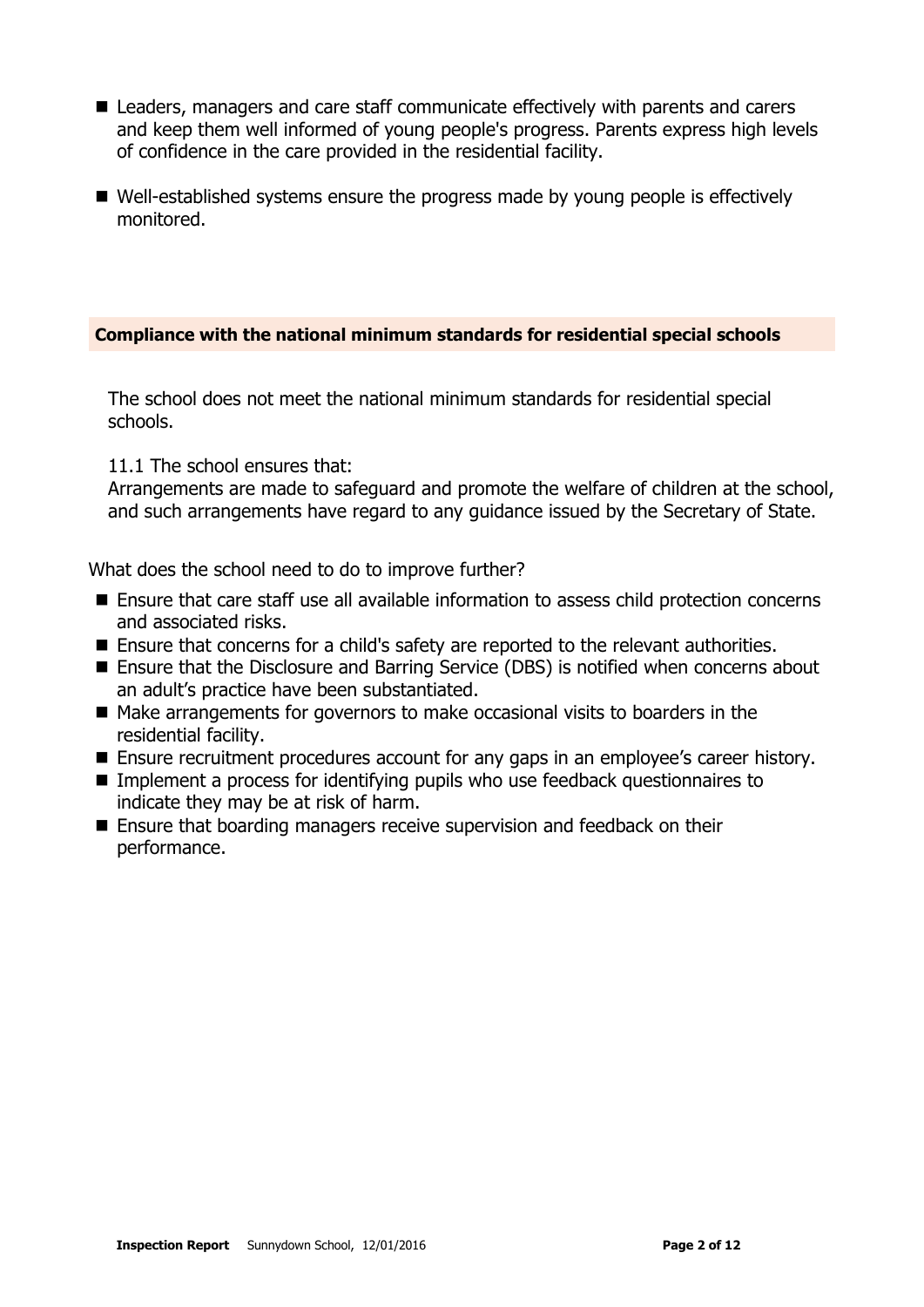- Leaders, managers and care staff communicate effectively with parents and carers and keep them well informed of young people's progress. Parents express high levels of confidence in the care provided in the residential facility.
- Well-established systems ensure the progress made by young people is effectively monitored.

## Compliance with the national minimum standards for residential special schools

The school does not meet the national minimum standards for residential special schools.

11.1 The school ensures that:
Arrangements are made to safeguard and promote the welfare of children at the school, and such arrangements have regard to any guidance issued by the Secretary of State.

What does the school need to do to improve further?

- Ensure that care staff use all available information to assess child protection concerns and associated risks.
- Ensure that concerns for a child's safety are reported to the relevant authorities.
- Ensure that the Disclosure and Barring Service (DBS) is notified when concerns about an adult's practice have been substantiated.
- Make arrangements for governors to make occasional visits to boarders in the residential facility.
- Ensure recruitment procedures account for any gaps in an employee's career history.
- Implement a process for identifying pupils who use feedback questionnaires to indicate they may be at risk of harm.
- Ensure that boarding managers receive supervision and feedback on their performance.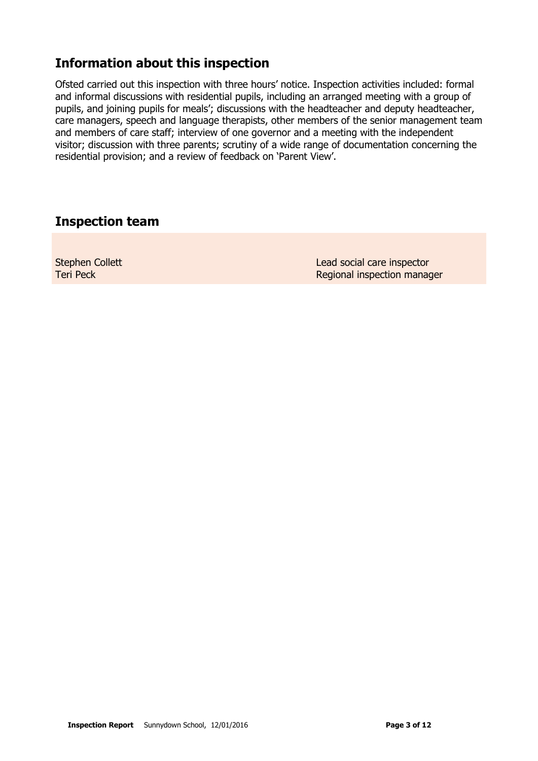## Information about this inspection

Ofsted carried out this inspection with three hours' notice. Inspection activities included: formal and informal discussions with residential pupils, including an arranged meeting with a group of pupils, and joining pupils for meals'; discussions with the headteacher and deputy headteacher, care managers, speech and language therapists, other members of the senior management team and members of care staff; interview of one governor and a meeting with the independent visitor; discussion with three parents; scrutiny of a wide range of documentation concerning the residential provision; and a review of feedback on 'Parent View'.

## Inspection team

| | |
|---|---|
| Stephen Collett | Lead social care inspector |
| Teri Peck | Regional inspection manager |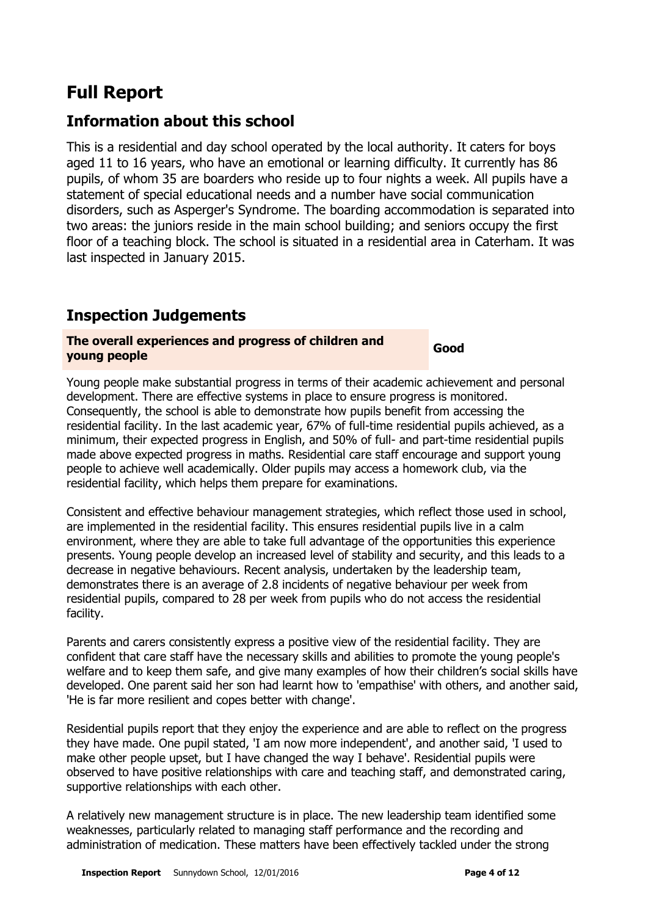# Full Report

## Information about this school

This is a residential and day school operated by the local authority. It caters for boys aged 11 to 16 years, who have an emotional or learning difficulty. It currently has 86 pupils, of whom 35 are boarders who reside up to four nights a week. All pupils have a statement of special educational needs and a number have social communication disorders, such as Asperger's Syndrome. The boarding accommodation is separated into two areas: the juniors reside in the main school building; and seniors occupy the first floor of a teaching block. The school is situated in a residential area in Caterham. It was last inspected in January 2015.

## Inspection Judgements

| **The overall experiences and progress of children and young people** | **Good** |
|---|---|

Young people make substantial progress in terms of their academic achievement and personal development. There are effective systems in place to ensure progress is monitored. Consequently, the school is able to demonstrate how pupils benefit from accessing the residential facility. In the last academic year, 67% of full-time residential pupils achieved, as a minimum, their expected progress in English, and 50% of full- and part-time residential pupils made above expected progress in maths. Residential care staff encourage and support young people to achieve well academically. Older pupils may access a homework club, via the residential facility, which helps them prepare for examinations.

Consistent and effective behaviour management strategies, which reflect those used in school, are implemented in the residential facility. This ensures residential pupils live in a calm environment, where they are able to take full advantage of the opportunities this experience presents. Young people develop an increased level of stability and security, and this leads to a decrease in negative behaviours. Recent analysis, undertaken by the leadership team, demonstrates there is an average of 2.8 incidents of negative behaviour per week from residential pupils, compared to 28 per week from pupils who do not access the residential facility.

Parents and carers consistently express a positive view of the residential facility. They are confident that care staff have the necessary skills and abilities to promote the young people's welfare and to keep them safe, and give many examples of how their children's social skills have developed. One parent said her son had learnt how to 'empathise' with others, and another said, 'He is far more resilient and copes better with change'.

Residential pupils report that they enjoy the experience and are able to reflect on the progress they have made. One pupil stated, 'I am now more independent', and another said, 'I used to make other people upset, but I have changed the way I behave'. Residential pupils were observed to have positive relationships with care and teaching staff, and demonstrated caring, supportive relationships with each other.

A relatively new management structure is in place. The new leadership team identified some weaknesses, particularly related to managing staff performance and the recording and administration of medication. These matters have been effectively tackled under the strong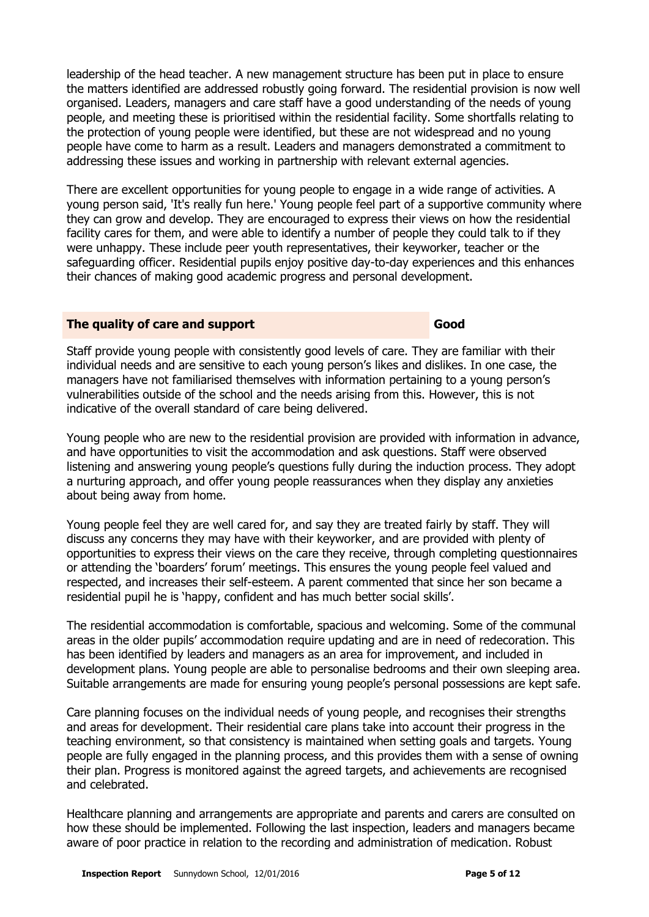leadership of the head teacher. A new management structure has been put in place to ensure the matters identified are addressed robustly going forward. The residential provision is now well organised. Leaders, managers and care staff have a good understanding of the needs of young people, and meeting these is prioritised within the residential facility. Some shortfalls relating to the protection of young people were identified, but these are not widespread and no young people have come to harm as a result. Leaders and managers demonstrated a commitment to addressing these issues and working in partnership with relevant external agencies.

There are excellent opportunities for young people to engage in a wide range of activities. A young person said, 'It's really fun here.' Young people feel part of a supportive community where they can grow and develop. They are encouraged to express their views on how the residential facility cares for them, and were able to identify a number of people they could talk to if they were unhappy. These include peer youth representatives, their keyworker, teacher or the safeguarding officer. Residential pupils enjoy positive day-to-day experiences and this enhances their chances of making good academic progress and personal development.

| **The quality of care and support** | **Good** |
|---|---|

Staff provide young people with consistently good levels of care. They are familiar with their individual needs and are sensitive to each young person's likes and dislikes. In one case, the managers have not familiarised themselves with information pertaining to a young person's vulnerabilities outside of the school and the needs arising from this. However, this is not indicative of the overall standard of care being delivered.

Young people who are new to the residential provision are provided with information in advance, and have opportunities to visit the accommodation and ask questions. Staff were observed listening and answering young people's questions fully during the induction process. They adopt a nurturing approach, and offer young people reassurances when they display any anxieties about being away from home.

Young people feel they are well cared for, and say they are treated fairly by staff. They will discuss any concerns they may have with their keyworker, and are provided with plenty of opportunities to express their views on the care they receive, through completing questionnaires or attending the 'boarders' forum' meetings. This ensures the young people feel valued and respected, and increases their self-esteem. A parent commented that since her son became a residential pupil he is 'happy, confident and has much better social skills'.

The residential accommodation is comfortable, spacious and welcoming. Some of the communal areas in the older pupils' accommodation require updating and are in need of redecoration. This has been identified by leaders and managers as an area for improvement, and included in development plans. Young people are able to personalise bedrooms and their own sleeping area. Suitable arrangements are made for ensuring young people's personal possessions are kept safe.

Care planning focuses on the individual needs of young people, and recognises their strengths and areas for development. Their residential care plans take into account their progress in the teaching environment, so that consistency is maintained when setting goals and targets. Young people are fully engaged in the planning process, and this provides them with a sense of owning their plan. Progress is monitored against the agreed targets, and achievements are recognised and celebrated.

Healthcare planning and arrangements are appropriate and parents and carers are consulted on how these should be implemented. Following the last inspection, leaders and managers became aware of poor practice in relation to the recording and administration of medication. Robust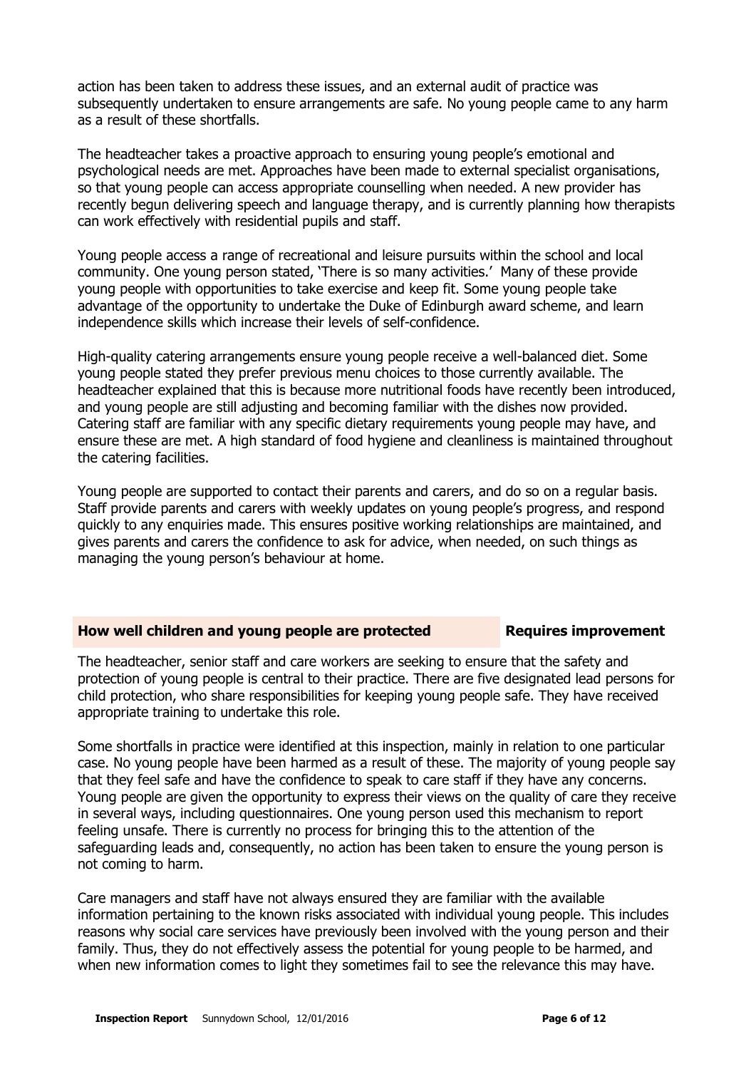action has been taken to address these issues, and an external audit of practice was subsequently undertaken to ensure arrangements are safe. No young people came to any harm as a result of these shortfalls.

The headteacher takes a proactive approach to ensuring young people's emotional and psychological needs are met. Approaches have been made to external specialist organisations, so that young people can access appropriate counselling when needed. A new provider has recently begun delivering speech and language therapy, and is currently planning how therapists can work effectively with residential pupils and staff.

Young people access a range of recreational and leisure pursuits within the school and local community. One young person stated, 'There is so many activities.' Many of these provide young people with opportunities to take exercise and keep fit. Some young people take advantage of the opportunity to undertake the Duke of Edinburgh award scheme, and learn independence skills which increase their levels of self-confidence.

High-quality catering arrangements ensure young people receive a well-balanced diet. Some young people stated they prefer previous menu choices to those currently available. The headteacher explained that this is because more nutritional foods have recently been introduced, and young people are still adjusting and becoming familiar with the dishes now provided. Catering staff are familiar with any specific dietary requirements young people may have, and ensure these are met. A high standard of food hygiene and cleanliness is maintained throughout the catering facilities.

Young people are supported to contact their parents and carers, and do so on a regular basis. Staff provide parents and carers with weekly updates on young people's progress, and respond quickly to any enquiries made. This ensures positive working relationships are maintained, and gives parents and carers the confidence to ask for advice, when needed, on such things as managing the young person's behaviour at home.

## How well children and young people are protected — Requires improvement

The headteacher, senior staff and care workers are seeking to ensure that the safety and protection of young people is central to their practice. There are five designated lead persons for child protection, who share responsibilities for keeping young people safe. They have received appropriate training to undertake this role.

Some shortfalls in practice were identified at this inspection, mainly in relation to one particular case. No young people have been harmed as a result of these. The majority of young people say that they feel safe and have the confidence to speak to care staff if they have any concerns. Young people are given the opportunity to express their views on the quality of care they receive in several ways, including questionnaires. One young person used this mechanism to report feeling unsafe. There is currently no process for bringing this to the attention of the safeguarding leads and, consequently, no action has been taken to ensure the young person is not coming to harm.

Care managers and staff have not always ensured they are familiar with the available information pertaining to the known risks associated with individual young people. This includes reasons why social care services have previously been involved with the young person and their family. Thus, they do not effectively assess the potential for young people to be harmed, and when new information comes to light they sometimes fail to see the relevance this may have.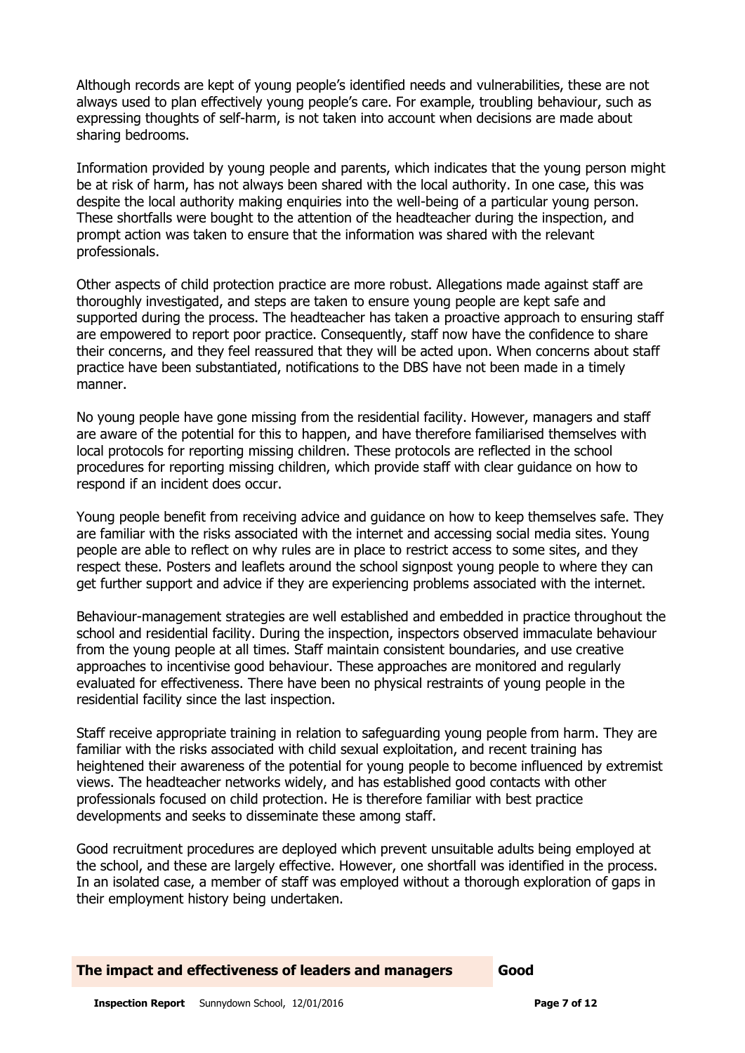Although records are kept of young people's identified needs and vulnerabilities, these are not always used to plan effectively young people's care. For example, troubling behaviour, such as expressing thoughts of self-harm, is not taken into account when decisions are made about sharing bedrooms.

Information provided by young people and parents, which indicates that the young person might be at risk of harm, has not always been shared with the local authority. In one case, this was despite the local authority making enquiries into the well-being of a particular young person. These shortfalls were bought to the attention of the headteacher during the inspection, and prompt action was taken to ensure that the information was shared with the relevant professionals.

Other aspects of child protection practice are more robust. Allegations made against staff are thoroughly investigated, and steps are taken to ensure young people are kept safe and supported during the process. The headteacher has taken a proactive approach to ensuring staff are empowered to report poor practice. Consequently, staff now have the confidence to share their concerns, and they feel reassured that they will be acted upon. When concerns about staff practice have been substantiated, notifications to the DBS have not been made in a timely manner.

No young people have gone missing from the residential facility. However, managers and staff are aware of the potential for this to happen, and have therefore familiarised themselves with local protocols for reporting missing children. These protocols are reflected in the school procedures for reporting missing children, which provide staff with clear guidance on how to respond if an incident does occur.

Young people benefit from receiving advice and guidance on how to keep themselves safe. They are familiar with the risks associated with the internet and accessing social media sites. Young people are able to reflect on why rules are in place to restrict access to some sites, and they respect these. Posters and leaflets around the school signpost young people to where they can get further support and advice if they are experiencing problems associated with the internet.

Behaviour-management strategies are well established and embedded in practice throughout the school and residential facility. During the inspection, inspectors observed immaculate behaviour from the young people at all times. Staff maintain consistent boundaries, and use creative approaches to incentivise good behaviour. These approaches are monitored and regularly evaluated for effectiveness. There have been no physical restraints of young people in the residential facility since the last inspection.

Staff receive appropriate training in relation to safeguarding young people from harm. They are familiar with the risks associated with child sexual exploitation, and recent training has heightened their awareness of the potential for young people to become influenced by extremist views. The headteacher networks widely, and has established good contacts with other professionals focused on child protection. He is therefore familiar with best practice developments and seeks to disseminate these among staff.

Good recruitment procedures are deployed which prevent unsuitable adults being employed at the school, and these are largely effective. However, one shortfall was identified in the process. In an isolated case, a member of staff was employed without a thorough exploration of gaps in their employment history being undertaken.

| **The impact and effectiveness of leaders and managers** | **Good** |
|---|---|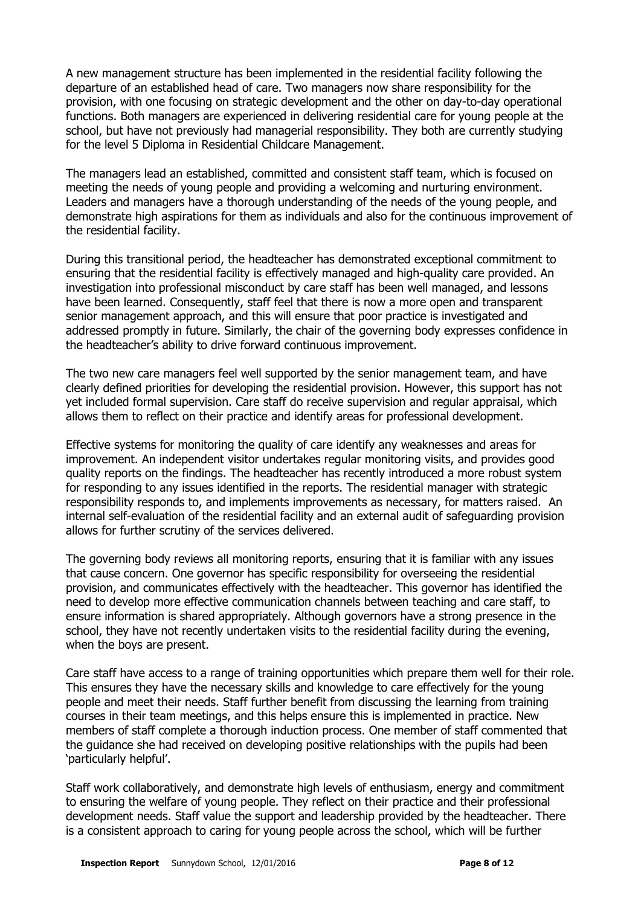A new management structure has been implemented in the residential facility following the departure of an established head of care. Two managers now share responsibility for the provision, with one focusing on strategic development and the other on day-to-day operational functions. Both managers are experienced in delivering residential care for young people at the school, but have not previously had managerial responsibility. They both are currently studying for the level 5 Diploma in Residential Childcare Management.

The managers lead an established, committed and consistent staff team, which is focused on meeting the needs of young people and providing a welcoming and nurturing environment. Leaders and managers have a thorough understanding of the needs of the young people, and demonstrate high aspirations for them as individuals and also for the continuous improvement of the residential facility.

During this transitional period, the headteacher has demonstrated exceptional commitment to ensuring that the residential facility is effectively managed and high-quality care provided. An investigation into professional misconduct by care staff has been well managed, and lessons have been learned. Consequently, staff feel that there is now a more open and transparent senior management approach, and this will ensure that poor practice is investigated and addressed promptly in future. Similarly, the chair of the governing body expresses confidence in the headteacher's ability to drive forward continuous improvement.

The two new care managers feel well supported by the senior management team, and have clearly defined priorities for developing the residential provision. However, this support has not yet included formal supervision. Care staff do receive supervision and regular appraisal, which allows them to reflect on their practice and identify areas for professional development.

Effective systems for monitoring the quality of care identify any weaknesses and areas for improvement. An independent visitor undertakes regular monitoring visits, and provides good quality reports on the findings. The headteacher has recently introduced a more robust system for responding to any issues identified in the reports. The residential manager with strategic responsibility responds to, and implements improvements as necessary, for matters raised. An internal self-evaluation of the residential facility and an external audit of safeguarding provision allows for further scrutiny of the services delivered.

The governing body reviews all monitoring reports, ensuring that it is familiar with any issues that cause concern. One governor has specific responsibility for overseeing the residential provision, and communicates effectively with the headteacher. This governor has identified the need to develop more effective communication channels between teaching and care staff, to ensure information is shared appropriately. Although governors have a strong presence in the school, they have not recently undertaken visits to the residential facility during the evening, when the boys are present.

Care staff have access to a range of training opportunities which prepare them well for their role. This ensures they have the necessary skills and knowledge to care effectively for the young people and meet their needs. Staff further benefit from discussing the learning from training courses in their team meetings, and this helps ensure this is implemented in practice. New members of staff complete a thorough induction process. One member of staff commented that the guidance she had received on developing positive relationships with the pupils had been 'particularly helpful'.

Staff work collaboratively, and demonstrate high levels of enthusiasm, energy and commitment to ensuring the welfare of young people. They reflect on their practice and their professional development needs. Staff value the support and leadership provided by the headteacher. There is a consistent approach to caring for young people across the school, which will be further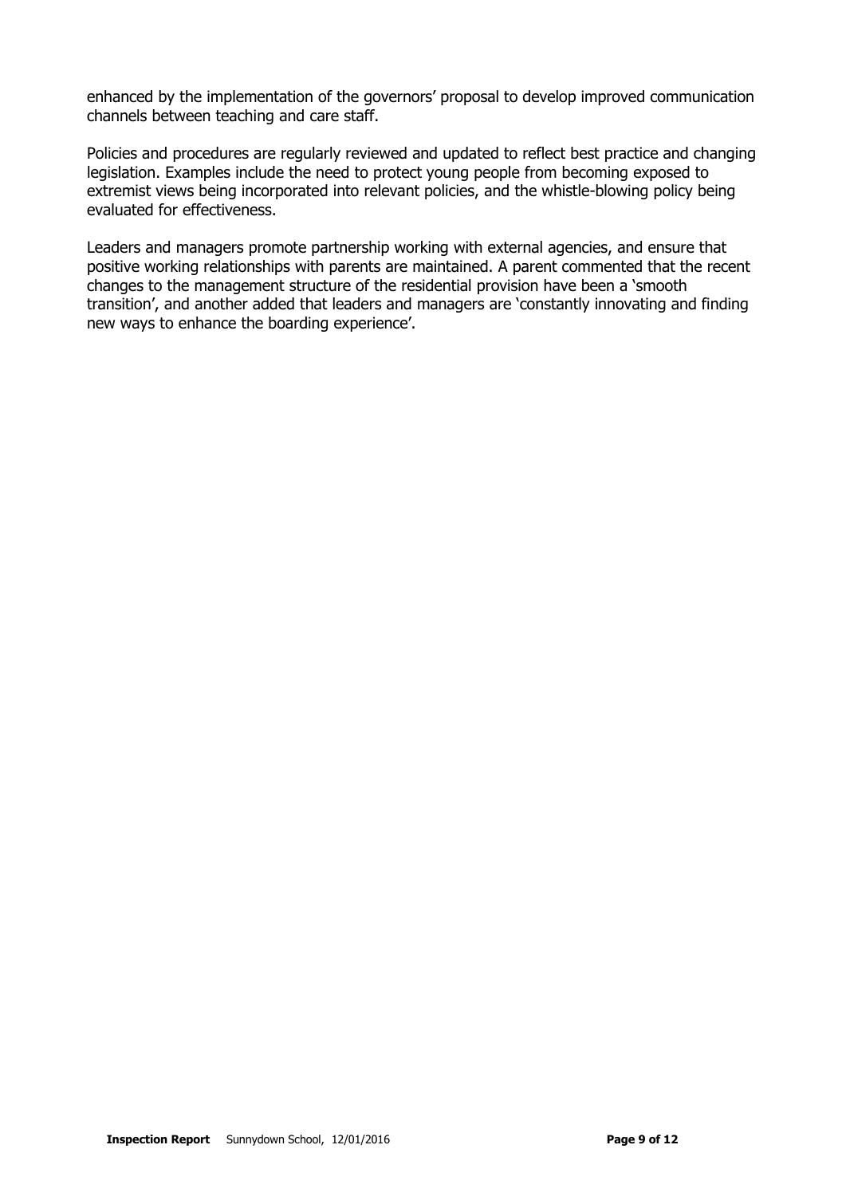enhanced by the implementation of the governors' proposal to develop improved communication channels between teaching and care staff.

Policies and procedures are regularly reviewed and updated to reflect best practice and changing legislation. Examples include the need to protect young people from becoming exposed to extremist views being incorporated into relevant policies, and the whistle-blowing policy being evaluated for effectiveness.

Leaders and managers promote partnership working with external agencies, and ensure that positive working relationships with parents are maintained. A parent commented that the recent changes to the management structure of the residential provision have been a 'smooth transition', and another added that leaders and managers are 'constantly innovating and finding new ways to enhance the boarding experience'.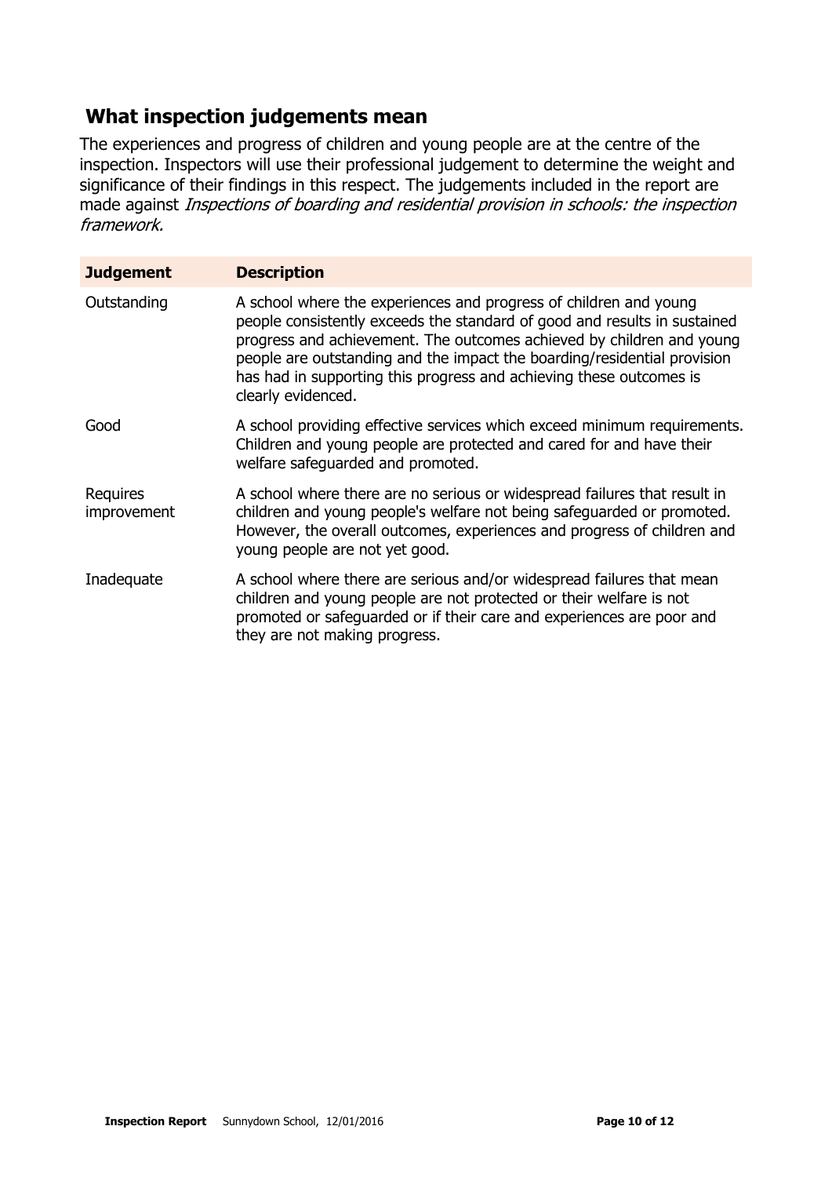## What inspection judgements mean

The experiences and progress of children and young people are at the centre of the inspection. Inspectors will use their professional judgement to determine the weight and significance of their findings in this respect. The judgements included in the report are made against *Inspections of boarding and residential provision in schools: the inspection framework.*

| Judgement | Description |
|---|---|
| Outstanding | A school where the experiences and progress of children and young people consistently exceeds the standard of good and results in sustained progress and achievement. The outcomes achieved by children and young people are outstanding and the impact the boarding/residential provision has had in supporting this progress and achieving these outcomes is clearly evidenced. |
| Good | A school providing effective services which exceed minimum requirements. Children and young people are protected and cared for and have their welfare safeguarded and promoted. |
| Requires improvement | A school where there are no serious or widespread failures that result in children and young people's welfare not being safeguarded or promoted. However, the overall outcomes, experiences and progress of children and young people are not yet good. |
| Inadequate | A school where there are serious and/or widespread failures that mean children and young people are not protected or their welfare is not promoted or safeguarded or if their care and experiences are poor and they are not making progress. |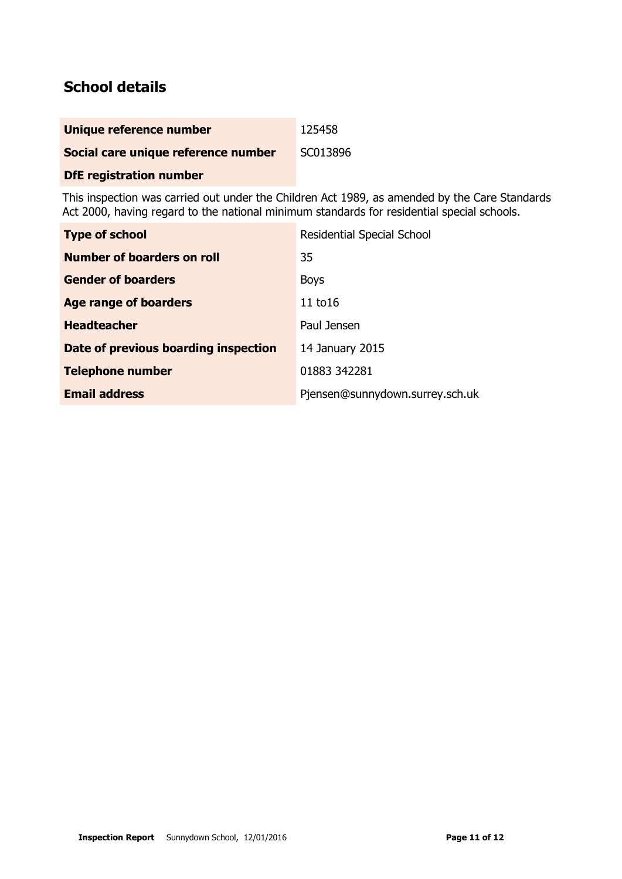## School details

| | |
|---|---|
| **Unique reference number** | 125458 |
| **Social care unique reference number** | SC013896 |
| **DfE registration number** | |

This inspection was carried out under the Children Act 1989, as amended by the Care Standards Act 2000, having regard to the national minimum standards for residential special schools.

| | |
|---|---|
| **Type of school** | Residential Special School |
| **Number of boarders on roll** | 35 |
| **Gender of boarders** | Boys |
| **Age range of boarders** | 11 to16 |
| **Headteacher** | Paul Jensen |
| **Date of previous boarding inspection** | 14 January 2015 |
| **Telephone number** | 01883 342281 |
| **Email address** | Pjensen@sunnydown.surrey.sch.uk |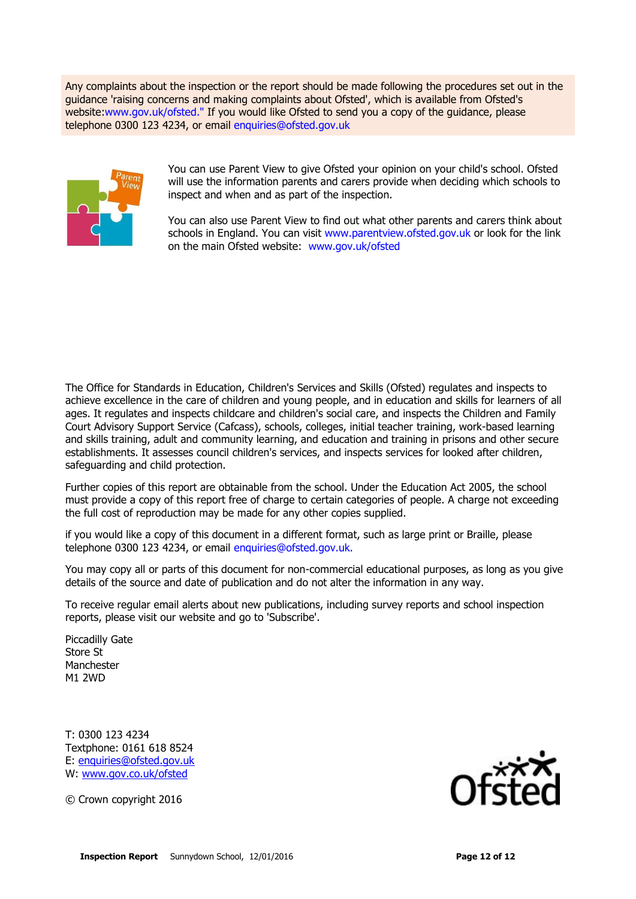Any complaints about the inspection or the report should be made following the procedures set out in the guidance 'raising concerns and making complaints about Ofsted', which is available from Ofsted's website:www.gov.uk/ofsted." If you would like Ofsted to send you a copy of the guidance, please telephone 0300 123 4234, or email enquiries@ofsted.gov.uk

You can use Parent View to give Ofsted your opinion on your child's school. Ofsted will use the information parents and carers provide when deciding which schools to inspect and when and as part of the inspection.

You can also use Parent View to find out what other parents and carers think about schools in England. You can visit www.parentview.ofsted.gov.uk or look for the link on the main Ofsted website: www.gov.uk/ofsted

The Office for Standards in Education, Children's Services and Skills (Ofsted) regulates and inspects to achieve excellence in the care of children and young people, and in education and skills for learners of all ages. It regulates and inspects childcare and children's social care, and inspects the Children and Family Court Advisory Support Service (Cafcass), schools, colleges, initial teacher training, work-based learning and skills training, adult and community learning, and education and training in prisons and other secure establishments. It assesses council children's services, and inspects services for looked after children, safeguarding and child protection.

Further copies of this report are obtainable from the school. Under the Education Act 2005, the school must provide a copy of this report free of charge to certain categories of people. A charge not exceeding the full cost of reproduction may be made for any other copies supplied.

if you would like a copy of this document in a different format, such as large print or Braille, please telephone 0300 123 4234, or email enquiries@ofsted.gov.uk.

You may copy all or parts of this document for non-commercial educational purposes, as long as you give details of the source and date of publication and do not alter the information in any way.

To receive regular email alerts about new publications, including survey reports and school inspection reports, please visit our website and go to 'Subscribe'.

Piccadilly Gate
Store St
Manchester
M1 2WD

T: 0300 123 4234
Textphone: 0161 618 8524
E: enquiries@ofsted.gov.uk
W: www.gov.co.uk/ofsted

© Crown copyright 2016